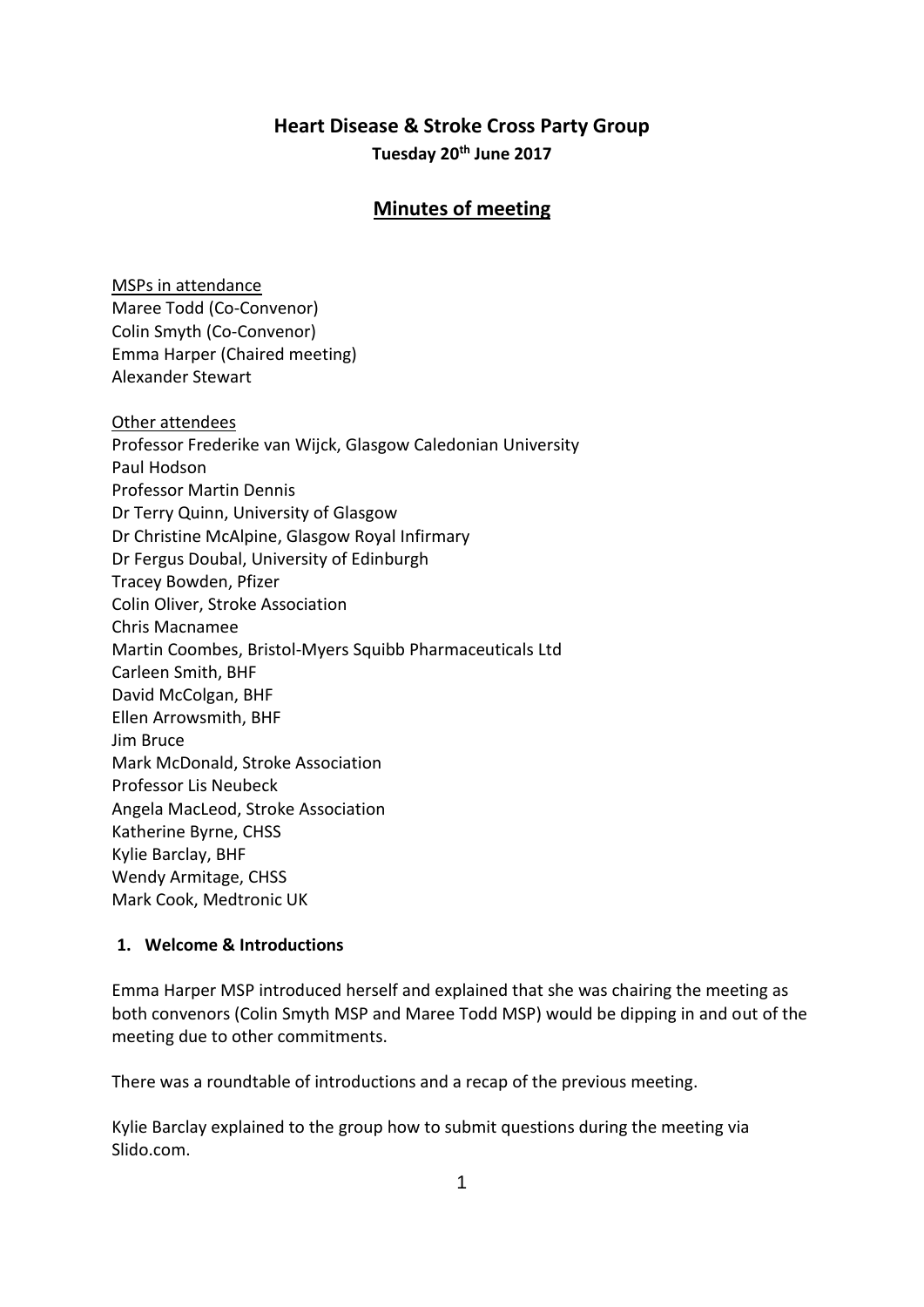# Heart Disease & Stroke Cross Party Group

**Tuesday 20th June 2017**

## Minutes of meeting

MSPs in attendance

Maree Todd (Co-Convenor)
Colin Smyth (Co-Convenor)
Emma Harper (Chaired meeting)
Alexander Stewart

Other attendees

Professor Frederike van Wijck, Glasgow Caledonian University
Paul Hodson
Professor Martin Dennis
Dr Terry Quinn, University of Glasgow
Dr Christine McAlpine, Glasgow Royal Infirmary
Dr Fergus Doubal, University of Edinburgh
Tracey Bowden, Pfizer
Colin Oliver, Stroke Association
Chris Macnamee
Martin Coombes, Bristol-Myers Squibb Pharmaceuticals Ltd
Carleen Smith, BHF
David McColgan, BHF
Ellen Arrowsmith, BHF
Jim Bruce
Mark McDonald, Stroke Association
Professor Lis Neubeck
Angela MacLeod, Stroke Association
Katherine Byrne, CHSS
Kylie Barclay, BHF
Wendy Armitage, CHSS
Mark Cook, Medtronic UK

### 1. Welcome & Introductions

Emma Harper MSP introduced herself and explained that she was chairing the meeting as both convenors (Colin Smyth MSP and Maree Todd MSP) would be dipping in and out of the meeting due to other commitments.

There was a roundtable of introductions and a recap of the previous meeting.

Kylie Barclay explained to the group how to submit questions during the meeting via Slido.com.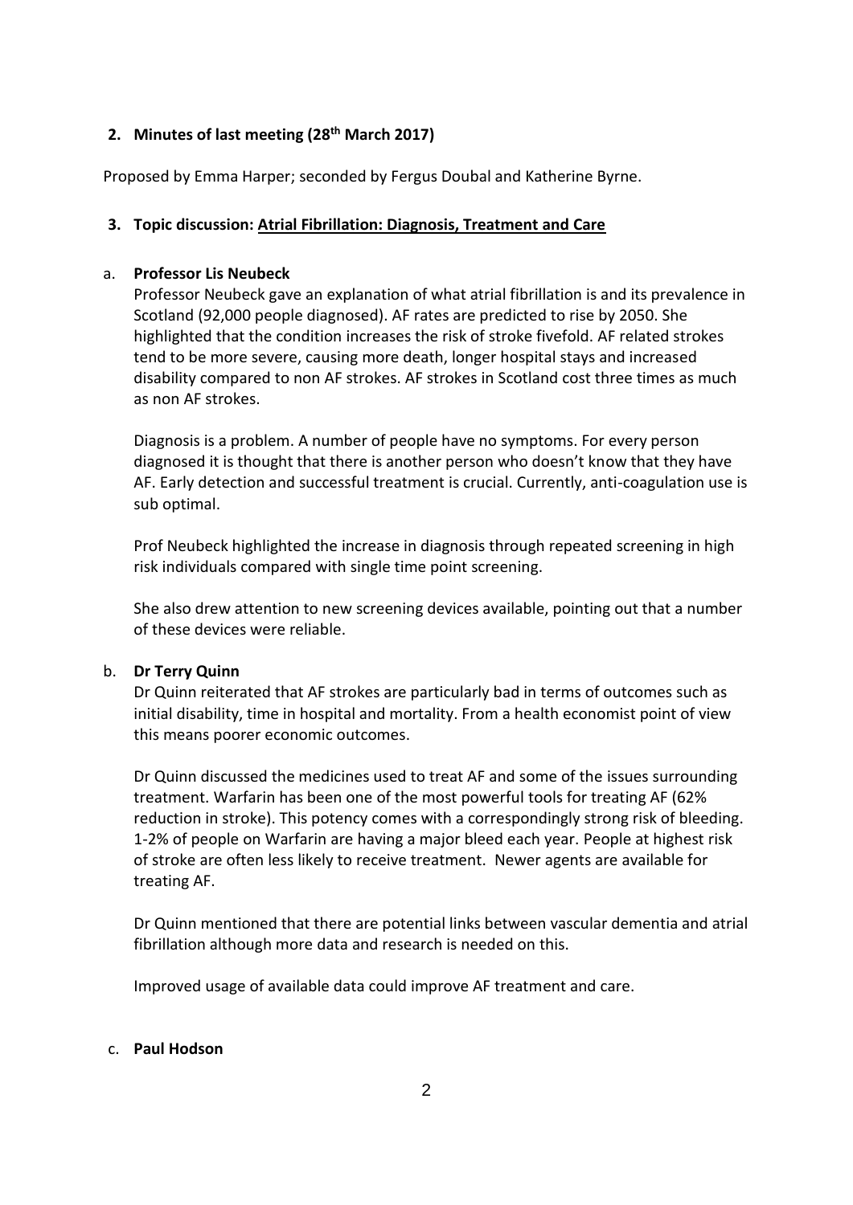## 2. Minutes of last meeting (28th March 2017)

Proposed by Emma Harper; seconded by Fergus Doubal and Katherine Byrne.

## 3. Topic discussion: Atrial Fibrillation: Diagnosis, Treatment and Care

a. **Professor Lis Neubeck**

Professor Neubeck gave an explanation of what atrial fibrillation is and its prevalence in Scotland (92,000 people diagnosed). AF rates are predicted to rise by 2050. She highlighted that the condition increases the risk of stroke fivefold. AF related strokes tend to be more severe, causing more death, longer hospital stays and increased disability compared to non AF strokes. AF strokes in Scotland cost three times as much as non AF strokes.

Diagnosis is a problem. A number of people have no symptoms. For every person diagnosed it is thought that there is another person who doesn't know that they have AF. Early detection and successful treatment is crucial. Currently, anti-coagulation use is sub optimal.

Prof Neubeck highlighted the increase in diagnosis through repeated screening in high risk individuals compared with single time point screening.

She also drew attention to new screening devices available, pointing out that a number of these devices were reliable.

b. **Dr Terry Quinn**

Dr Quinn reiterated that AF strokes are particularly bad in terms of outcomes such as initial disability, time in hospital and mortality. From a health economist point of view this means poorer economic outcomes.

Dr Quinn discussed the medicines used to treat AF and some of the issues surrounding treatment. Warfarin has been one of the most powerful tools for treating AF (62% reduction in stroke). This potency comes with a correspondingly strong risk of bleeding. 1-2% of people on Warfarin are having a major bleed each year. People at highest risk of stroke are often less likely to receive treatment. Newer agents are available for treating AF.

Dr Quinn mentioned that there are potential links between vascular dementia and atrial fibrillation although more data and research is needed on this.

Improved usage of available data could improve AF treatment and care.

c. **Paul Hodson**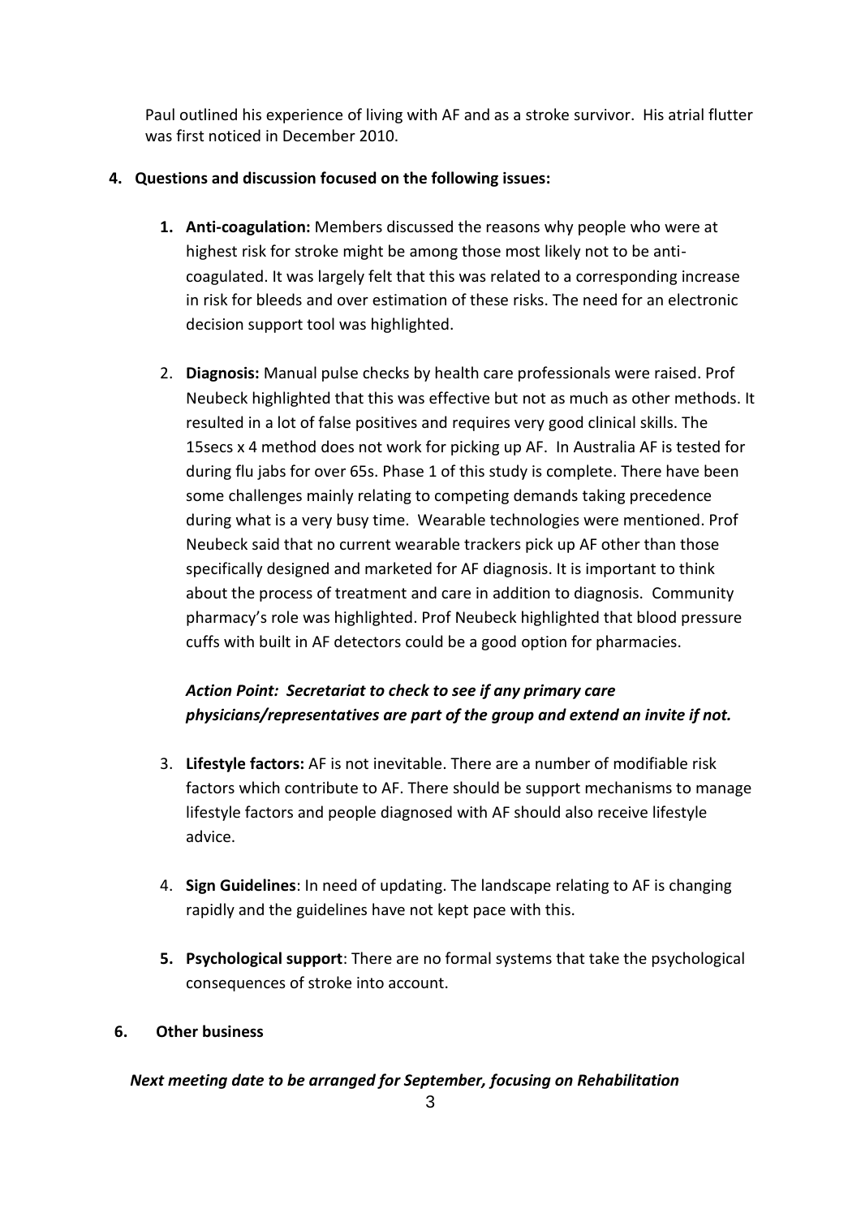Paul outlined his experience of living with AF and as a stroke survivor. His atrial flutter was first noticed in December 2010.

**4. Questions and discussion focused on the following issues:**

1. **Anti-coagulation:** Members discussed the reasons why people who were at highest risk for stroke might be among those most likely not to be anti-coagulated. It was largely felt that this was related to a corresponding increase in risk for bleeds and over estimation of these risks. The need for an electronic decision support tool was highlighted.

2. **Diagnosis:** Manual pulse checks by health care professionals were raised. Prof Neubeck highlighted that this was effective but not as much as other methods. It resulted in a lot of false positives and requires very good clinical skills. The 15secs x 4 method does not work for picking up AF. In Australia AF is tested for during flu jabs for over 65s. Phase 1 of this study is complete. There have been some challenges mainly relating to competing demands taking precedence during what is a very busy time. Wearable technologies were mentioned. Prof Neubeck said that no current wearable trackers pick up AF other than those specifically designed and marketed for AF diagnosis. It is important to think about the process of treatment and care in addition to diagnosis. Community pharmacy's role was highlighted. Prof Neubeck highlighted that blood pressure cuffs with built in AF detectors could be a good option for pharmacies.

   ***Action Point: Secretariat to check to see if any primary care physicians/representatives are part of the group and extend an invite if not.***

3. **Lifestyle factors:** AF is not inevitable. There are a number of modifiable risk factors which contribute to AF. There should be support mechanisms to manage lifestyle factors and people diagnosed with AF should also receive lifestyle advice.

4. **Sign Guidelines**: In need of updating. The landscape relating to AF is changing rapidly and the guidelines have not kept pace with this.

5. **Psychological support**: There are no formal systems that take the psychological consequences of stroke into account.

**6. Other business**

***Next meeting date to be arranged for September, focusing on Rehabilitation***